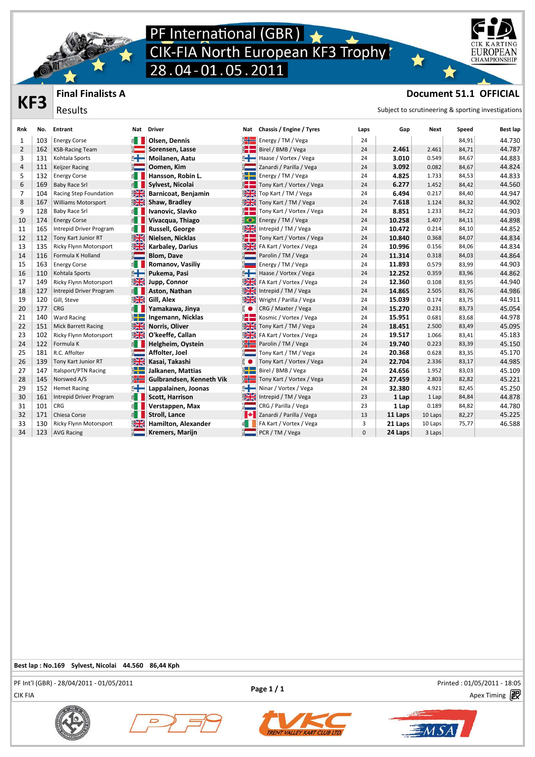# PF International (GBR)
# CIK-FIA North European KF3 Trophy
# 28.04-01.05.2011

CIK KARTING EUROPEAN CHAMPIONSHIP

## KF3 — Final Finalists A

Results

**Document 51.1 OFFICIAL**

Subject to scrutineering & sporting investigations

| Rnk | No. | Entrant | Nat | Driver | Nat | Chassis / Engine / Tyres | Laps | Gap | Next | Speed | Best lap |
|---|---|---|---|---|---|---|---|---|---|---|---|
| 1 | 103 | Energy Corse | ITA | **Olsen, Dennis** | NOR | Energy / TM / Vega | 24 | | | 84,91 | 44.730 |
| 2 | 162 | KSB-Racing Team | AUT | **Sorensen, Lasse** | DEN | Birel / BMB / Vega | 24 | **2.461** | 2.461 | 84,71 | 44.787 |
| 3 | 131 | Kohtala Sports | FIN | **Moilanen, Aatu** | FIN | Haase / Vortex / Vega | 24 | **3.010** | 0.549 | 84,67 | 44.883 |
| 4 | 111 | Keijzer Racing | NLD | **Oomen, Kim** | NLD | Zanardi / Parilla / Vega | 24 | **3.092** | 0.082 | 84,67 | 44.824 |
| 5 | 132 | Energy Corse | ITA | **Hansson, Robin L.** | SWE | Energy / TM / Vega | 24 | **4.825** | 1.733 | 84,53 | 44.833 |
| 6 | 169 | Baby Race Srl | ITA | **Sylvest, Nicolai** | DEN | Tony Kart / Vortex / Vega | 24 | **6.277** | 1.452 | 84,42 | 44.560 |
| 7 | 104 | Racing Step Foundation | GBR | **Barnicoat, Benjamin** | GBR | Top Kart / TM / Vega | 24 | **6.494** | 0.217 | 84,40 | 44.947 |
| 8 | 167 | Williams Motorsport | GBR | **Shaw, Bradley** | GBR | Tony Kart / TM / Vega | 24 | **7.618** | 1.124 | 84,32 | 44.902 |
| 9 | 128 | Baby Race Srl | ITA | **Ivanovic, Slavko** | DEN | Tony Kart / Vortex / Vega | 24 | **8.851** | 1.233 | 84,22 | 44.903 |
| 10 | 174 | Energy Corse | ITA | **Vivacqua, Thiago** | BRA | Energy / TM / Vega | 24 | **10.258** | 1.407 | 84,11 | 44.898 |
| 11 | 165 | Intrepid Driver Program | ITA | **Russell, George** | GBR | Intrepid / TM / Vega | 24 | **10.472** | 0.214 | 84,10 | 44.852 |
| 12 | 112 | Tony Kart Junior RT | GBR | **Nielsen, Nicklas** | DEN | Tony Kart / Vortex / Vega | 24 | **10.840** | 0.368 | 84,07 | 44.834 |
| 13 | 135 | Ricky Flynn Motorsport | GBR | **Karbaley, Darius** | GBR | FA Kart / Vortex / Vega | 24 | **10.996** | 0.156 | 84,06 | 44.834 |
| 14 | 116 | Formula K Holland | NLD | **Blom, Dave** | NLD | Parolin / TM / Vega | 24 | **11.314** | 0.318 | 84,03 | 44.864 |
| 15 | 163 | Energy Corse | ITA | **Romanov, Vasiliy** | RUS | Energy / TM / Vega | 24 | **11.893** | 0.579 | 83,99 | 44.903 |
| 16 | 110 | Kohtala Sports | FIN | **Pukema, Pasi** | FIN | Haase / Vortex / Vega | 24 | **12.252** | 0.359 | 83,96 | 44.862 |
| 17 | 149 | Ricky Flynn Motorsport | GBR | **Jupp, Connor** | GBR | FA Kart / Vortex / Vega | 24 | **12.360** | 0.108 | 83,95 | 44.940 |
| 18 | 127 | Intrepid Driver Program | ITA | **Aston, Nathan** | GBR | Intrepid / TM / Vega | 24 | **14.865** | 2.505 | 83,76 | 44.986 |
| 19 | 120 | Gill, Steve | GBR | **Gill, Alex** | GBR | Wright / Parilla / Vega | 24 | **15.039** | 0.174 | 83,75 | 44.911 |
| 20 | 177 | CRG | ITA | **Yamakawa, Jinya** | JPN | CRG / Maxter / Vega | 24 | **15.270** | 0.231 | 83,73 | 45.054 |
| 21 | 140 | Ward Racing | SWE | **Ingemann, Nicklas** | DEN | Kosmic / Vortex / Vega | 24 | **15.951** | 0.681 | 83,68 | 44.978 |
| 22 | 151 | Mick Barrett Racing | GBR | **Norris, Oliver** | GBR | Tony Kart / TM / Vega | 24 | **18.451** | 2.500 | 83,49 | 45.095 |
| 23 | 102 | Ricky Flynn Motorsport | GBR | **O'keeffe, Callan** | GBR | FA Kart / Vortex / Vega | 24 | **19.517** | 1.066 | 83,41 | 45.183 |
| 24 | 122 | Formula K | ITA | **Helgheim, Oystein** | NOR | Parolin / TM / Vega | 24 | **19.740** | 0.223 | 83,39 | 45.150 |
| 25 | 181 | R.C. Affolter | NLD | **Affolter, Joel** | NLD | Tony Kart / TM / Vega | 24 | **20.368** | 0.628 | 83,35 | 45.170 |
| 26 | 139 | Tony Kart Junior RT | GBR | **Kasai, Takashi** | JPN | Tony Kart / Vortex / Vega | 24 | **22.704** | 2.336 | 83,17 | 44.985 |
| 27 | 147 | Italsport/PTN Racing | SWE | **Jalkanen, Mattias** | SWE | Birel / BMB / Vega | 24 | **24.656** | 1.952 | 83,03 | 45.109 |
| 28 | 145 | Norsweb A/S | NOR | **Gulbrandsen, Kenneth Vik** | NOR | Tony Kart / Vortex / Vega | 24 | **27.459** | 2.803 | 82,82 | 45.221 |
| 29 | 152 | Hemet Racing | FIN | **Lappalainen, Joonas** | FIN | Ninar / Vortex / Vega | 24 | **32.380** | 4.921 | 82,45 | 45.250 |
| 30 | 161 | Intrepid Driver Program | ITA | **Scott, Harrison** | GBR | Intrepid / TM / Vega | 23 | **1 Lap** | 1 Lap | 84,84 | 44.878 |
| 31 | 101 | CRG | ITA | **Verstappen, Max** | NLD | CRG / Parilla / Vega | 23 | **1 Lap** | 0.189 | 84,82 | 44.780 |
| 32 | 171 | Chiesa Corse | ITA | **Stroll, Lance** | CAN | Zanardi / Parilla / Vega | 13 | **11 Laps** | 10 Laps | 82,27 | 45.225 |
| 33 | 130 | Ricky Flynn Motorsport | GBR | **Hamilton, Alexander** | IRL | FA Kart / Vortex / Vega | 3 | **21 Laps** | 10 Laps | 75,77 | 46.588 |
| 34 | 123 | AVG Racing | NLD | **Kremers, Marijn** | NLD | PCR / TM / Vega | 0 | **24 Laps** | 3 Laps | | |

**Best lap : No.169 Sylvest, Nicolai 44.560 86,44 Kph**

PF Int'l (GBR) - 28/04/2011 - 01/05/2011
CIK FIA

Printed : 01/05/2011 - 18:05
Apex Timing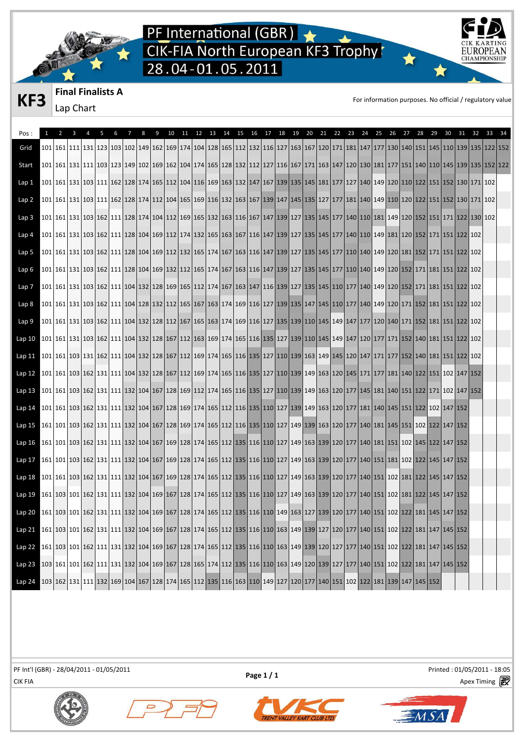# PF International (GBR)
# CIK-FIA North European KF3 Trophy
# 28.04-01.05.2011

**KF3** **Final Finalists A**

Lap Chart

For information purposes. No official / regulatory value

| Pos : | 1 | 2 | 3 | 4 | 5 | 6 | 7 | 8 | 9 | 10 | 11 | 12 | 13 | 14 | 15 | 16 | 17 | 18 | 19 | 20 | 21 | 22 | 23 | 24 | 25 | 26 | 27 | 28 | 29 | 30 | 31 | 32 | 33 | 34 |
|---|---|---|---|---|---|---|---|---|---|---|---|---|---|---|---|---|---|---|---|---|---|---|---|---|---|---|---|---|---|---|---|---|---|---|
| Grid | 101 | 161 | 111 | 131 | 123 | 103 | 102 | 149 | 162 | 169 | 174 | 104 | 128 | 165 | 112 | 132 | 116 | 127 | 163 | 167 | 120 | 171 | 181 | 147 | 177 | 130 | 140 | 151 | 145 | 110 | 139 | 135 | 122 | 152 |
| Start | 101 | 161 | 131 | 111 | 103 | 123 | 149 | 102 | 169 | 162 | 104 | 174 | 165 | 128 | 132 | 112 | 127 | 116 | 167 | 171 | 163 | 147 | 120 | 130 | 181 | 177 | 151 | 140 | 110 | 145 | 139 | 135 | 152 | 122 |
| Lap 1 | 101 | 161 | 131 | 103 | 111 | 162 | 128 | 174 | 165 | 112 | 104 | 116 | 169 | 163 | 132 | 147 | 167 | 139 | 135 | 145 | 181 | 177 | 127 | 140 | 149 | 120 | 110 | 122 | 151 | 152 | 130 | 171 | 102 | |
| Lap 2 | 101 | 161 | 131 | 103 | 111 | 162 | 128 | 174 | 112 | 104 | 165 | 169 | 116 | 132 | 163 | 167 | 139 | 147 | 145 | 135 | 127 | 177 | 181 | 140 | 149 | 110 | 120 | 122 | 151 | 152 | 130 | 171 | 102 | |
| Lap 3 | 101 | 161 | 131 | 103 | 162 | 111 | 128 | 174 | 104 | 112 | 169 | 165 | 132 | 163 | 116 | 167 | 147 | 139 | 127 | 135 | 145 | 177 | 140 | 110 | 181 | 149 | 120 | 152 | 151 | 171 | 122 | 130 | 102 | |
| Lap 4 | 101 | 161 | 131 | 103 | 162 | 111 | 128 | 104 | 169 | 112 | 174 | 132 | 165 | 163 | 167 | 116 | 147 | 139 | 127 | 135 | 145 | 177 | 140 | 110 | 149 | 181 | 120 | 152 | 171 | 151 | 122 | 102 | | |
| Lap 5 | 101 | 161 | 131 | 103 | 162 | 111 | 128 | 104 | 169 | 112 | 132 | 165 | 174 | 167 | 163 | 116 | 147 | 139 | 127 | 135 | 145 | 177 | 110 | 140 | 149 | 120 | 181 | 152 | 171 | 151 | 122 | 102 | | |
| Lap 6 | 101 | 161 | 131 | 103 | 162 | 111 | 128 | 104 | 169 | 132 | 112 | 165 | 174 | 167 | 163 | 116 | 147 | 139 | 127 | 135 | 145 | 177 | 110 | 140 | 149 | 120 | 152 | 171 | 181 | 151 | 122 | 102 | | |
| Lap 7 | 101 | 161 | 131 | 103 | 162 | 111 | 104 | 132 | 128 | 169 | 165 | 112 | 174 | 167 | 163 | 147 | 116 | 139 | 127 | 135 | 145 | 110 | 177 | 140 | 149 | 120 | 152 | 171 | 181 | 151 | 122 | 102 | | |
| Lap 8 | 101 | 161 | 131 | 103 | 162 | 111 | 104 | 128 | 132 | 112 | 165 | 167 | 163 | 174 | 169 | 116 | 127 | 139 | 135 | 147 | 145 | 110 | 177 | 140 | 149 | 120 | 171 | 152 | 181 | 151 | 122 | 102 | | |
| Lap 9 | 101 | 161 | 131 | 103 | 162 | 111 | 104 | 132 | 128 | 112 | 167 | 165 | 163 | 174 | 169 | 116 | 127 | 135 | 139 | 110 | 145 | 149 | 147 | 177 | 120 | 140 | 171 | 152 | 181 | 151 | 122 | 102 | | |
| Lap 10 | 101 | 161 | 131 | 103 | 162 | 111 | 104 | 132 | 128 | 167 | 112 | 163 | 169 | 174 | 165 | 116 | 135 | 127 | 139 | 110 | 145 | 149 | 147 | 120 | 177 | 171 | 152 | 140 | 181 | 151 | 122 | 102 | | |
| Lap 11 | 101 | 161 | 103 | 131 | 162 | 111 | 104 | 132 | 128 | 167 | 112 | 169 | 174 | 165 | 116 | 135 | 127 | 110 | 139 | 163 | 149 | 145 | 120 | 147 | 171 | 177 | 152 | 140 | 181 | 151 | 122 | 102 | | |
| Lap 12 | 101 | 161 | 103 | 162 | 131 | 111 | 104 | 132 | 128 | 167 | 112 | 169 | 174 | 165 | 116 | 135 | 127 | 110 | 139 | 149 | 163 | 120 | 145 | 171 | 177 | 181 | 140 | 122 | 151 | 102 | 147 | 152 | | |
| Lap 13 | 101 | 161 | 103 | 162 | 131 | 111 | 132 | 104 | 167 | 128 | 169 | 112 | 174 | 165 | 116 | 135 | 127 | 110 | 139 | 149 | 163 | 120 | 177 | 145 | 181 | 140 | 151 | 122 | 171 | 102 | 147 | 152 | | |
| Lap 14 | 101 | 161 | 103 | 162 | 131 | 111 | 132 | 104 | 167 | 128 | 169 | 174 | 165 | 112 | 116 | 135 | 110 | 127 | 139 | 149 | 163 | 120 | 177 | 181 | 140 | 145 | 151 | 122 | 102 | 147 | 152 | | | |
| Lap 15 | 161 | 101 | 103 | 162 | 131 | 111 | 132 | 104 | 167 | 128 | 169 | 174 | 165 | 112 | 116 | 135 | 110 | 127 | 149 | 139 | 163 | 120 | 177 | 140 | 181 | 145 | 151 | 102 | 122 | 147 | 152 | | | |
| Lap 16 | 161 | 101 | 103 | 162 | 131 | 111 | 132 | 104 | 167 | 169 | 128 | 174 | 165 | 112 | 135 | 116 | 110 | 127 | 149 | 163 | 139 | 120 | 177 | 140 | 181 | 151 | 102 | 145 | 122 | 147 | 152 | | | |
| Lap 17 | 161 | 101 | 103 | 162 | 131 | 111 | 132 | 104 | 167 | 169 | 128 | 174 | 165 | 112 | 135 | 116 | 110 | 127 | 149 | 163 | 139 | 120 | 177 | 140 | 151 | 181 | 102 | 122 | 145 | 147 | 152 | | | |
| Lap 18 | 101 | 161 | 103 | 162 | 131 | 111 | 132 | 104 | 167 | 169 | 128 | 174 | 165 | 112 | 135 | 116 | 110 | 127 | 149 | 163 | 139 | 120 | 177 | 140 | 151 | 102 | 181 | 122 | 145 | 147 | 152 | | | |
| Lap 19 | 161 | 103 | 101 | 162 | 131 | 111 | 132 | 104 | 169 | 167 | 128 | 174 | 165 | 112 | 135 | 116 | 110 | 127 | 149 | 163 | 139 | 120 | 177 | 140 | 151 | 102 | 181 | 122 | 145 | 147 | 152 | | | |
| Lap 20 | 161 | 103 | 101 | 162 | 131 | 111 | 132 | 104 | 169 | 167 | 128 | 174 | 165 | 112 | 135 | 116 | 110 | 149 | 163 | 127 | 139 | 120 | 177 | 140 | 151 | 102 | 122 | 181 | 145 | 147 | 152 | | | |
| Lap 21 | 161 | 103 | 101 | 162 | 131 | 111 | 132 | 104 | 169 | 167 | 128 | 174 | 165 | 112 | 135 | 116 | 110 | 163 | 149 | 139 | 127 | 120 | 177 | 140 | 151 | 102 | 122 | 181 | 147 | 145 | 152 | | | |
| Lap 22 | 161 | 103 | 101 | 162 | 111 | 131 | 132 | 104 | 169 | 167 | 128 | 174 | 165 | 112 | 135 | 116 | 110 | 163 | 149 | 139 | 120 | 127 | 177 | 140 | 151 | 102 | 122 | 181 | 147 | 145 | 152 | | | |
| Lap 23 | 103 | 161 | 101 | 162 | 111 | 131 | 132 | 104 | 169 | 167 | 128 | 165 | 174 | 112 | 135 | 116 | 110 | 163 | 149 | 120 | 139 | 127 | 177 | 140 | 151 | 102 | 122 | 181 | 147 | 145 | 152 | | | |
| Lap 24 | 103 | 162 | 131 | 111 | 132 | 169 | 104 | 167 | 128 | 174 | 165 | 112 | 135 | 116 | 163 | 110 | 149 | 127 | 120 | 177 | 140 | 151 | 102 | 122 | 181 | 139 | 147 | 145 | 152 | | | | | |

PF Int'l (GBR) - 28/04/2011 - 01/05/2011
CIK FIA

Printed : 01/05/2011 - 18:05
Apex Timing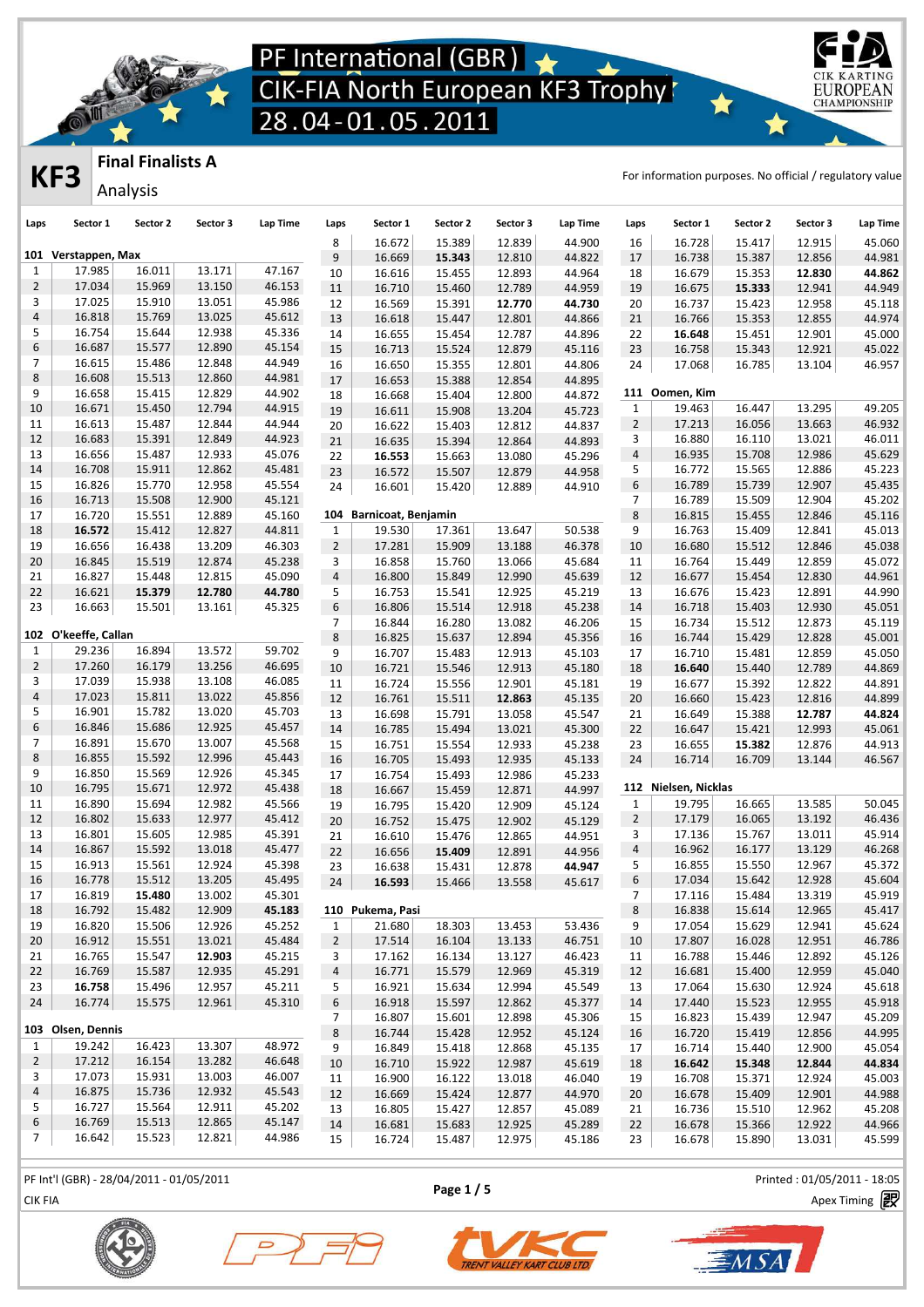# PF International (GBR) CIK-FIA North European KF3 Trophy 28.04-01.05.2011

## KF3 — Final Finalists A — Analysis

For information purposes. No official / regulatory value

### 101 Verstappen, Max

| Laps | Sector 1 | Sector 2 | Sector 3 | Lap Time |
|---|---|---|---|---|
| 1 | 17.985 | 16.011 | 13.171 | 47.167 |
| 2 | 17.034 | 15.969 | 13.150 | 46.153 |
| 3 | 17.025 | 15.910 | 13.051 | 45.986 |
| 4 | 16.818 | 15.769 | 13.025 | 45.612 |
| 5 | 16.754 | 15.644 | 12.938 | 45.336 |
| 6 | 16.687 | 15.577 | 12.890 | 45.154 |
| 7 | 16.615 | 15.486 | 12.848 | 44.949 |
| 8 | 16.608 | 15.513 | 12.860 | 44.981 |
| 9 | 16.658 | 15.415 | 12.829 | 44.902 |
| 10 | 16.671 | 15.450 | 12.794 | 44.915 |
| 11 | 16.613 | 15.487 | 12.844 | 44.944 |
| 12 | 16.683 | 15.391 | 12.849 | 44.923 |
| 13 | 16.656 | 15.487 | 12.933 | 45.076 |
| 14 | 16.708 | 15.911 | 12.862 | 45.481 |
| 15 | 16.826 | 15.770 | 12.958 | 45.554 |
| 16 | 16.713 | 15.508 | 12.900 | 45.121 |
| 17 | 16.720 | 15.551 | 12.889 | 45.160 |
| 18 | **16.572** | 15.412 | 12.827 | 44.811 |
| 19 | 16.656 | 16.438 | 13.209 | 46.303 |
| 20 | 16.845 | 15.519 | 12.874 | 45.238 |
| 21 | 16.827 | 15.448 | 12.815 | 45.090 |
| 22 | 16.621 | **15.379** | **12.780** | **44.780** |
| 23 | 16.663 | 15.501 | 13.161 | 45.325 |

### 102 O'keeffe, Callan

| Laps | Sector 1 | Sector 2 | Sector 3 | Lap Time |
|---|---|---|---|---|
| 1 | 29.236 | 16.894 | 13.572 | 59.702 |
| 2 | 17.260 | 16.179 | 13.256 | 46.695 |
| 3 | 17.039 | 15.938 | 13.108 | 46.085 |
| 4 | 17.023 | 15.811 | 13.022 | 45.856 |
| 5 | 16.901 | 15.782 | 13.020 | 45.703 |
| 6 | 16.846 | 15.686 | 12.925 | 45.457 |
| 7 | 16.891 | 15.670 | 13.007 | 45.568 |
| 8 | 16.855 | 15.592 | 12.996 | 45.443 |
| 9 | 16.850 | 15.569 | 12.926 | 45.345 |
| 10 | 16.795 | 15.671 | 12.972 | 45.438 |
| 11 | 16.890 | 15.694 | 12.982 | 45.566 |
| 12 | 16.802 | 15.633 | 12.977 | 45.412 |
| 13 | 16.801 | 15.605 | 12.985 | 45.391 |
| 14 | 16.867 | 15.592 | 13.018 | 45.477 |
| 15 | 16.913 | 15.561 | 12.924 | 45.398 |
| 16 | 16.778 | 15.512 | 13.205 | 45.495 |
| 17 | 16.819 | **15.480** | 13.002 | 45.301 |
| 18 | 16.792 | 15.482 | 12.909 | **45.183** |
| 19 | 16.820 | 15.506 | 12.926 | 45.252 |
| 20 | 16.912 | 15.551 | 13.021 | 45.484 |
| 21 | 16.765 | 15.547 | **12.903** | 45.215 |
| 22 | 16.769 | 15.587 | 12.935 | 45.291 |
| 23 | **16.758** | 15.496 | 12.957 | 45.211 |
| 24 | 16.774 | 15.575 | 12.961 | 45.310 |

### 103 Olsen, Dennis

| Laps | Sector 1 | Sector 2 | Sector 3 | Lap Time |
|---|---|---|---|---|
| 1 | 19.242 | 16.423 | 13.307 | 48.972 |
| 2 | 17.212 | 16.154 | 13.282 | 46.648 |
| 3 | 17.073 | 15.931 | 13.003 | 46.007 |
| 4 | 16.875 | 15.736 | 12.932 | 45.543 |
| 5 | 16.727 | 15.564 | 12.911 | 45.202 |
| 6 | 16.769 | 15.513 | 12.865 | 45.147 |
| 7 | 16.642 | 15.523 | 12.821 | 44.986 |
| 8 | 16.672 | 15.389 | 12.839 | 44.900 |
| 9 | 16.669 | **15.343** | 12.810 | 44.822 |
| 10 | 16.616 | 15.455 | 12.893 | 44.964 |
| 11 | 16.710 | 15.460 | 12.789 | 44.959 |
| 12 | 16.569 | 15.391 | **12.770** | **44.730** |
| 13 | 16.618 | 15.447 | 12.801 | 44.866 |
| 14 | 16.655 | 15.454 | 12.787 | 44.896 |
| 15 | 16.713 | 15.524 | 12.879 | 45.116 |
| 16 | 16.650 | 15.355 | 12.801 | 44.806 |
| 17 | 16.653 | 15.388 | 12.854 | 44.895 |
| 18 | 16.668 | 15.404 | 12.800 | 44.872 |
| 19 | 16.611 | 15.908 | 13.204 | 45.723 |
| 20 | 16.622 | 15.403 | 12.812 | 44.837 |
| 21 | 16.635 | 15.394 | 12.864 | 44.893 |
| 22 | **16.553** | 15.663 | 13.080 | 45.296 |
| 23 | 16.572 | 15.507 | 12.879 | 44.958 |
| 24 | 16.601 | 15.420 | 12.889 | 44.910 |

### 104 Barnicoat, Benjamin

| Laps | Sector 1 | Sector 2 | Sector 3 | Lap Time |
|---|---|---|---|---|
| 1 | 19.530 | 17.361 | 13.647 | 50.538 |
| 2 | 17.281 | 15.909 | 13.188 | 46.378 |
| 3 | 16.858 | 15.760 | 13.066 | 45.684 |
| 4 | 16.800 | 15.849 | 12.990 | 45.639 |
| 5 | 16.753 | 15.541 | 12.925 | 45.219 |
| 6 | 16.806 | 15.514 | 12.918 | 45.238 |
| 7 | 16.844 | 16.280 | 13.082 | 46.206 |
| 8 | 16.825 | 15.637 | 12.894 | 45.356 |
| 9 | 16.707 | 15.483 | 12.913 | 45.103 |
| 10 | 16.721 | 15.546 | 12.913 | 45.180 |
| 11 | 16.724 | 15.556 | 12.901 | 45.181 |
| 12 | 16.761 | 15.511 | **12.863** | 45.135 |
| 13 | 16.698 | 15.791 | 13.058 | 45.547 |
| 14 | 16.785 | 15.494 | 13.021 | 45.300 |
| 15 | 16.751 | 15.554 | 12.933 | 45.238 |
| 16 | 16.705 | 15.493 | 12.935 | 45.133 |
| 17 | 16.754 | 15.493 | 12.986 | 45.233 |
| 18 | 16.667 | 15.459 | 12.871 | 44.997 |
| 19 | 16.795 | 15.420 | 12.909 | 45.124 |
| 20 | 16.752 | 15.475 | 12.902 | 45.129 |
| 21 | 16.610 | 15.476 | 12.865 | 44.951 |
| 22 | 16.656 | **15.409** | 12.891 | 44.956 |
| 23 | 16.638 | 15.431 | 12.878 | **44.947** |
| 24 | **16.593** | 15.466 | 13.558 | 45.617 |

### 110 Pukema, Pasi

| Laps | Sector 1 | Sector 2 | Sector 3 | Lap Time |
|---|---|---|---|---|
| 1 | 21.680 | 18.303 | 13.453 | 53.436 |
| 2 | 17.514 | 16.104 | 13.133 | 46.751 |
| 3 | 17.162 | 16.134 | 13.127 | 46.423 |
| 4 | 16.771 | 15.579 | 12.969 | 45.319 |
| 5 | 16.921 | 15.634 | 12.994 | 45.549 |
| 6 | 16.918 | 15.597 | 12.862 | 45.377 |
| 7 | 16.807 | 15.601 | 12.898 | 45.306 |
| 8 | 16.744 | 15.428 | 12.952 | 45.124 |
| 9 | 16.849 | 15.418 | 12.868 | 45.135 |
| 10 | 16.710 | 15.922 | 12.987 | 45.619 |
| 11 | 16.900 | 16.122 | 13.018 | 46.040 |
| 12 | 16.669 | 15.424 | 12.877 | 44.970 |
| 13 | 16.805 | 15.427 | 12.857 | 45.089 |
| 14 | 16.681 | 15.683 | 12.925 | 45.289 |
| 15 | 16.724 | 15.487 | 12.975 | 45.186 |
| 16 | 16.728 | 15.417 | 12.915 | 45.060 |
| 17 | 16.738 | 15.387 | 12.856 | 44.981 |
| 18 | 16.679 | 15.353 | **12.830** | **44.862** |
| 19 | 16.675 | **15.333** | 12.941 | 44.949 |
| 20 | 16.737 | 15.423 | 12.958 | 45.118 |
| 21 | 16.766 | 15.353 | 12.855 | 44.974 |
| 22 | **16.648** | 15.451 | 12.901 | 45.000 |
| 23 | 16.758 | 15.343 | 12.921 | 45.022 |
| 24 | 17.068 | 16.785 | 13.104 | 46.957 |

### 111 Oomen, Kim

| Laps | Sector 1 | Sector 2 | Sector 3 | Lap Time |
|---|---|---|---|---|
| 1 | 19.463 | 16.447 | 13.295 | 49.205 |
| 2 | 17.213 | 16.056 | 13.663 | 46.932 |
| 3 | 16.880 | 16.110 | 13.021 | 46.011 |
| 4 | 16.935 | 15.708 | 12.986 | 45.629 |
| 5 | 16.772 | 15.565 | 12.886 | 45.223 |
| 6 | 16.789 | 15.739 | 12.907 | 45.435 |
| 7 | 16.789 | 15.509 | 12.904 | 45.202 |
| 8 | 16.815 | 15.455 | 12.846 | 45.116 |
| 9 | 16.763 | 15.409 | 12.841 | 45.013 |
| 10 | 16.680 | 15.512 | 12.846 | 45.038 |
| 11 | 16.764 | 15.449 | 12.859 | 45.072 |
| 12 | 16.677 | 15.454 | 12.830 | 44.961 |
| 13 | 16.676 | 15.423 | 12.891 | 44.990 |
| 14 | 16.718 | 15.403 | 12.930 | 45.051 |
| 15 | 16.734 | 15.512 | 12.873 | 45.119 |
| 16 | 16.744 | 15.429 | 12.828 | 45.001 |
| 17 | 16.710 | 15.481 | 12.859 | 45.050 |
| 18 | **16.640** | 15.440 | 12.789 | 44.869 |
| 19 | 16.677 | 15.392 | 12.822 | 44.891 |
| 20 | 16.660 | 15.423 | 12.816 | 44.899 |
| 21 | 16.649 | 15.388 | **12.787** | **44.824** |
| 22 | 16.647 | 15.421 | 12.993 | 45.061 |
| 23 | 16.655 | **15.382** | 12.876 | 44.913 |
| 24 | 16.714 | 16.709 | 13.144 | 46.567 |

### 112 Nielsen, Nicklas

| Laps | Sector 1 | Sector 2 | Sector 3 | Lap Time |
|---|---|---|---|---|
| 1 | 19.795 | 16.665 | 13.585 | 50.045 |
| 2 | 17.179 | 16.065 | 13.192 | 46.436 |
| 3 | 17.136 | 15.767 | 13.011 | 45.914 |
| 4 | 16.962 | 16.177 | 13.129 | 46.268 |
| 5 | 16.855 | 15.550 | 12.967 | 45.372 |
| 6 | 17.034 | 15.642 | 12.928 | 45.604 |
| 7 | 17.116 | 15.484 | 13.319 | 45.919 |
| 8 | 16.838 | 15.614 | 12.965 | 45.417 |
| 9 | 17.054 | 15.629 | 12.941 | 45.624 |
| 10 | 17.807 | 16.028 | 12.951 | 46.786 |
| 11 | 16.788 | 15.446 | 12.892 | 45.126 |
| 12 | 16.681 | 15.400 | 12.959 | 45.040 |
| 13 | 17.064 | 15.630 | 12.924 | 45.618 |
| 14 | 17.440 | 15.523 | 12.955 | 45.918 |
| 15 | 16.823 | 15.439 | 12.947 | 45.209 |
| 16 | 16.720 | 15.419 | 12.856 | 44.995 |
| 17 | 16.714 | 15.440 | 12.900 | 45.054 |
| 18 | **16.642** | **15.348** | **12.844** | **44.834** |
| 19 | 16.708 | 15.371 | 12.924 | 45.003 |
| 20 | 16.678 | 15.409 | 12.901 | 44.988 |
| 21 | 16.736 | 15.510 | 12.962 | 45.208 |
| 22 | 16.678 | 15.366 | 12.922 | 44.966 |
| 23 | 16.678 | 15.890 | 13.031 | 45.599 |

PF Int'l (GBR) - 28/04/2011 - 01/05/2011
CIK FIA

Printed : 01/05/2011 - 18:05
Apex Timing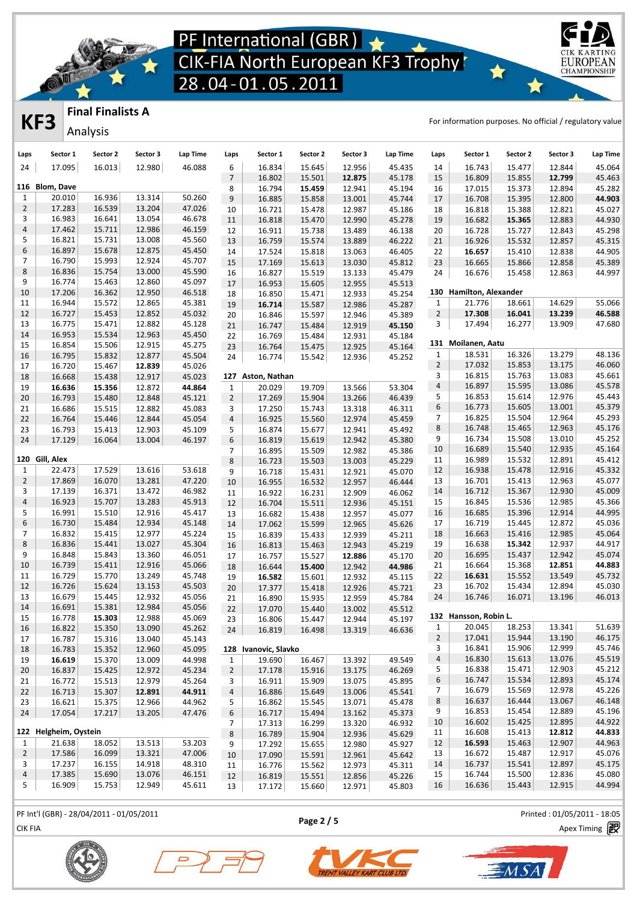# PF International (GBR)
# CIK-FIA North European KF3 Trophy
# 28.04-01.05.2011

## KF3 — Final Finalists A

Analysis

For information purposes. No official / regulatory value

| Laps | Sector 1 | Sector 2 | Sector 3 | Lap Time |
|---|---|---|---|---|
| 24 | 17.095 | 16.013 | 12.980 | 46.088 |

### 116 Blom, Dave

| Laps | Sector 1 | Sector 2 | Sector 3 | Lap Time |
|---|---|---|---|---|
| 1 | 20.010 | 16.936 | 13.314 | 50.260 |
| 2 | 17.283 | 16.539 | 13.204 | 47.026 |
| 3 | 16.983 | 16.641 | 13.054 | 46.678 |
| 4 | 17.462 | 15.711 | 12.986 | 46.159 |
| 5 | 16.821 | 15.731 | 13.008 | 45.560 |
| 6 | 16.897 | 15.678 | 12.875 | 45.450 |
| 7 | 16.790 | 15.993 | 12.924 | 45.707 |
| 8 | 16.836 | 15.754 | 13.000 | 45.590 |
| 9 | 16.774 | 15.463 | 12.860 | 45.097 |
| 10 | 17.206 | 16.362 | 12.950 | 46.518 |
| 11 | 16.944 | 15.572 | 12.865 | 45.381 |
| 12 | 16.727 | 15.453 | 12.852 | 45.032 |
| 13 | 16.775 | 15.471 | 12.882 | 45.128 |
| 14 | 16.953 | 15.534 | 12.963 | 45.450 |
| 15 | 16.854 | 15.506 | 12.915 | 45.275 |
| 16 | 16.795 | 15.832 | 12.877 | 45.504 |
| 17 | 16.720 | 15.467 | **12.839** | 45.026 |
| 18 | 16.668 | 15.438 | 12.917 | 45.023 |
| 19 | **16.636** | **15.356** | 12.872 | **44.864** |
| 20 | 16.793 | 15.480 | 12.848 | 45.121 |
| 21 | 16.686 | 15.515 | 12.882 | 45.083 |
| 22 | 16.764 | 15.446 | 12.844 | 45.054 |
| 23 | 16.793 | 15.413 | 12.903 | 45.109 |
| 24 | 17.129 | 16.064 | 13.004 | 46.197 |

### 120 Gill, Alex

| Laps | Sector 1 | Sector 2 | Sector 3 | Lap Time |
|---|---|---|---|---|
| 1 | 22.473 | 17.529 | 13.616 | 53.618 |
| 2 | 17.869 | 16.070 | 13.281 | 47.220 |
| 3 | 17.139 | 16.371 | 13.472 | 46.982 |
| 4 | 16.923 | 15.707 | 13.283 | 45.913 |
| 5 | 16.991 | 15.510 | 12.916 | 45.417 |
| 6 | 16.730 | 15.484 | 12.934 | 45.148 |
| 7 | 16.832 | 15.415 | 12.977 | 45.224 |
| 8 | 16.836 | 15.441 | 13.027 | 45.304 |
| 9 | 16.848 | 15.843 | 13.360 | 46.051 |
| 10 | 16.739 | 15.411 | 12.916 | 45.066 |
| 11 | 16.729 | 15.770 | 13.249 | 45.748 |
| 12 | 16.726 | 15.624 | 13.153 | 45.503 |
| 13 | 16.679 | 15.445 | 12.932 | 45.056 |
| 14 | 16.691 | 15.381 | 12.984 | 45.056 |
| 15 | 16.778 | **15.303** | 12.988 | 45.069 |
| 16 | 16.822 | 15.350 | 13.090 | 45.262 |
| 17 | 16.787 | 15.316 | 13.040 | 45.143 |
| 18 | 16.783 | 15.352 | 12.960 | 45.095 |
| 19 | **16.619** | 15.370 | 13.009 | 44.998 |
| 20 | 16.837 | 15.425 | 12.972 | 45.234 |
| 21 | 16.772 | 15.513 | 12.979 | 45.264 |
| 22 | 16.713 | 15.307 | **12.891** | **44.911** |
| 23 | 16.621 | 15.375 | 12.966 | 44.962 |
| 24 | 17.054 | 17.217 | 13.205 | 47.476 |

### 122 Helgheim, Oystein

| Laps | Sector 1 | Sector 2 | Sector 3 | Lap Time |
|---|---|---|---|---|
| 1 | 21.638 | 18.052 | 13.513 | 53.203 |
| 2 | 17.586 | 16.099 | 13.321 | 47.006 |
| 3 | 17.237 | 16.155 | 14.918 | 48.310 |
| 4 | 17.385 | 15.690 | 13.076 | 46.151 |
| 5 | 16.909 | 15.753 | 12.949 | 45.611 |
| 6 | 16.834 | 15.645 | 12.956 | 45.435 |
| 7 | 16.802 | 15.501 | **12.875** | 45.178 |
| 8 | 16.794 | **15.459** | 12.941 | 45.194 |
| 9 | 16.885 | 15.858 | 13.001 | 45.744 |
| 10 | 16.721 | 15.478 | 12.987 | 45.186 |
| 11 | 16.818 | 15.470 | 12.990 | 45.278 |
| 12 | 16.911 | 15.738 | 13.489 | 46.138 |
| 13 | 16.759 | 15.574 | 13.889 | 46.222 |
| 14 | 17.524 | 15.818 | 13.063 | 46.405 |
| 15 | 17.169 | 15.613 | 13.030 | 45.812 |
| 16 | 16.827 | 15.519 | 13.133 | 45.479 |
| 17 | 16.953 | 15.605 | 12.955 | 45.513 |
| 18 | 16.850 | 15.471 | 12.933 | 45.254 |
| 19 | **16.714** | 15.587 | 12.986 | 45.287 |
| 20 | 16.846 | 15.597 | 12.946 | 45.389 |
| 21 | 16.747 | 15.484 | 12.919 | **45.150** |
| 22 | 16.769 | 15.484 | 12.931 | 45.184 |
| 23 | 16.764 | 15.475 | 12.925 | 45.164 |
| 24 | 16.774 | 15.542 | 12.936 | 45.252 |

### 127 Aston, Nathan

| Laps | Sector 1 | Sector 2 | Sector 3 | Lap Time |
|---|---|---|---|---|
| 1 | 20.029 | 19.709 | 13.566 | 53.304 |
| 2 | 17.269 | 15.904 | 13.266 | 46.439 |
| 3 | 17.250 | 15.743 | 13.318 | 46.311 |
| 4 | 16.925 | 15.560 | 12.974 | 45.459 |
| 5 | 16.874 | 15.677 | 12.941 | 45.492 |
| 6 | 16.819 | 15.619 | 12.942 | 45.380 |
| 7 | 16.895 | 15.509 | 12.982 | 45.386 |
| 8 | 16.723 | 15.503 | 13.003 | 45.229 |
| 9 | 16.718 | 15.431 | 12.921 | 45.070 |
| 10 | 16.955 | 16.532 | 12.957 | 46.444 |
| 11 | 16.922 | 16.231 | 12.909 | 46.062 |
| 12 | 16.704 | 15.511 | 12.936 | 45.151 |
| 13 | 16.682 | 15.438 | 12.957 | 45.077 |
| 14 | 17.062 | 15.599 | 12.965 | 45.626 |
| 15 | 16.839 | 15.433 | 12.939 | 45.211 |
| 16 | 16.813 | 15.463 | 12.943 | 45.219 |
| 17 | 16.757 | 15.527 | **12.886** | 45.170 |
| 18 | **16.644** | **15.400** | 12.942 | **44.986** |
| 19 | 16.582 | 15.601 | 12.932 | 45.115 |
| 20 | 17.377 | 15.418 | 12.926 | 45.721 |
| 21 | 16.890 | 15.935 | 12.959 | 45.784 |
| 22 | 17.070 | 15.440 | 13.002 | 45.512 |
| 23 | 16.806 | 15.447 | 12.944 | 45.197 |
| 24 | 16.819 | 16.498 | 13.319 | 46.636 |

### 128 Ivanovic, Slavko

| Laps | Sector 1 | Sector 2 | Sector 3 | Lap Time |
|---|---|---|---|---|
| 1 | 19.690 | 16.467 | 13.392 | 49.549 |
| 2 | 17.178 | 15.916 | 13.175 | 46.269 |
| 3 | 16.911 | 15.909 | 13.075 | 45.895 |
| 4 | 16.886 | 15.649 | 13.006 | 45.541 |
| 5 | 16.862 | 15.545 | 13.071 | 45.478 |
| 6 | 16.717 | 15.494 | 13.162 | 45.373 |
| 7 | 17.313 | 16.299 | 13.320 | 46.932 |
| 8 | 16.789 | 15.904 | 12.936 | 45.629 |
| 9 | 17.292 | 15.655 | 12.980 | 45.927 |
| 10 | 17.090 | 15.591 | 12.961 | 45.642 |
| 11 | 16.776 | 15.562 | 12.973 | 45.311 |
| 12 | 16.819 | 15.551 | 12.856 | 45.226 |
| 13 | 17.172 | 15.660 | 12.971 | 45.803 |
| 14 | 16.743 | 15.477 | 12.844 | 45.064 |
| 15 | 16.809 | 15.855 | **12.799** | 45.463 |
| 16 | 17.015 | 15.373 | 12.894 | 45.282 |
| 17 | 16.708 | 15.395 | 12.800 | **44.903** |
| 18 | 16.818 | 15.388 | 12.821 | 45.027 |
| 19 | 16.682 | **15.365** | 12.883 | 44.930 |
| 20 | 16.728 | 15.727 | 12.843 | 45.298 |
| 21 | 16.926 | 15.532 | 12.857 | 45.315 |
| 22 | **16.657** | 15.410 | 12.838 | 44.905 |
| 23 | 16.665 | 15.866 | 12.858 | 45.389 |
| 24 | 16.676 | 15.458 | 12.863 | 44.997 |

### 130 Hamilton, Alexander

| Laps | Sector 1 | Sector 2 | Sector 3 | Lap Time |
|---|---|---|---|---|
| 1 | 21.776 | 18.661 | 14.629 | 55.066 |
| 2 | **17.308** | **16.041** | **13.239** | **46.588** |
| 3 | 17.494 | 16.277 | 13.909 | 47.680 |

### 131 Moilanen, Aatu

| Laps | Sector 1 | Sector 2 | Sector 3 | Lap Time |
|---|---|---|---|---|
| 1 | 18.531 | 16.326 | 13.279 | 48.136 |
| 2 | 17.032 | 15.853 | 13.175 | 46.060 |
| 3 | 16.815 | 15.763 | 13.083 | 45.661 |
| 4 | 16.897 | 15.595 | 13.086 | 45.578 |
| 5 | 16.853 | 15.614 | 12.976 | 45.443 |
| 6 | 16.773 | 15.605 | 13.001 | 45.379 |
| 7 | 16.825 | 15.504 | 12.964 | 45.293 |
| 8 | 16.748 | 15.465 | 12.963 | 45.176 |
| 9 | 16.734 | 15.508 | 13.010 | 45.252 |
| 10 | 16.689 | 15.540 | 12.935 | 45.164 |
| 11 | 16.989 | 15.532 | 12.891 | 45.412 |
| 12 | 16.938 | 15.478 | 12.916 | 45.332 |
| 13 | 16.701 | 15.413 | 12.963 | 45.077 |
| 14 | 16.712 | 15.367 | 12.930 | 45.009 |
| 15 | 16.845 | 15.536 | 12.985 | 45.366 |
| 16 | 16.685 | 15.396 | 12.914 | 44.995 |
| 17 | 16.719 | 15.445 | 12.872 | 45.036 |
| 18 | 16.663 | 15.416 | 12.985 | 45.064 |
| 19 | 16.638 | **15.342** | 12.937 | 44.917 |
| 20 | 16.695 | 15.437 | 12.942 | 45.074 |
| 21 | 16.664 | 15.368 | **12.851** | **44.883** |
| 22 | **16.631** | 15.552 | 13.549 | 45.732 |
| 23 | 16.702 | 15.434 | 12.894 | 45.030 |
| 24 | 16.746 | 16.071 | 13.196 | 46.013 |

### 132 Hansson, Robin L.

| Laps | Sector 1 | Sector 2 | Sector 3 | Lap Time |
|---|---|---|---|---|
| 1 | 20.045 | 18.253 | 13.341 | 51.639 |
| 2 | 17.041 | 15.944 | 13.190 | 46.175 |
| 3 | 16.841 | 15.906 | 12.999 | 45.746 |
| 4 | 16.830 | 15.613 | 13.076 | 45.519 |
| 5 | 16.838 | 15.471 | 12.903 | 45.212 |
| 6 | 16.747 | 15.534 | 12.893 | 45.174 |
| 7 | 16.679 | 15.569 | 12.978 | 45.226 |
| 8 | 16.637 | 16.444 | 13.067 | 46.148 |
| 9 | 16.853 | 15.454 | 12.889 | 45.196 |
| 10 | 16.602 | 15.425 | 12.895 | 44.922 |
| 11 | 16.608 | 15.413 | **12.812** | **44.833** |
| 12 | **16.593** | 15.463 | 12.907 | 44.963 |
| 13 | 16.672 | 15.487 | 12.917 | 45.076 |
| 14 | 16.737 | 15.541 | 12.897 | 45.175 |
| 15 | 16.744 | 15.500 | 12.836 | 45.080 |
| 16 | 16.636 | 15.443 | 12.915 | 44.994 |

PF Int'l (GBR) - 28/04/2011 - 01/05/2011
CIK FIA

Printed : 01/05/2011 - 18:05
Apex Timing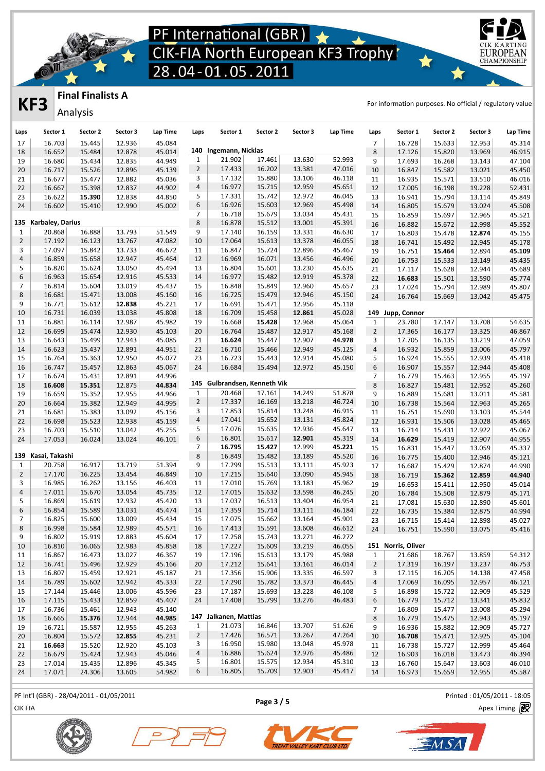# PF International (GBR)
# CIK-FIA North European KF3 Trophy
# 28.04-01.05.2011

## KF3 — Final Finalists A

### Analysis

For information purposes. No official / regulatory value

| Laps | Sector 1 | Sector 2 | Sector 3 | Lap Time |
|---|---|---|---|---|
| 17 | 16.703 | 15.445 | 12.936 | 45.084 |
| 18 | 16.652 | 15.484 | 12.878 | 45.014 |
| 19 | 16.680 | 15.434 | 12.835 | 44.949 |
| 20 | 16.717 | 15.526 | 12.896 | 45.139 |
| 21 | 16.677 | 15.477 | 12.882 | 45.036 |
| 22 | 16.667 | 15.398 | 12.837 | 44.902 |
| 23 | 16.622 | **15.390** | 12.838 | 44.850 |
| 24 | 16.602 | 15.410 | 12.990 | 45.002 |

**135 Karbaley, Darius**

| Laps | Sector 1 | Sector 2 | Sector 3 | Lap Time |
|---|---|---|---|---|
| 1 | 20.868 | 16.888 | 13.793 | 51.549 |
| 2 | 17.192 | 16.123 | 13.767 | 47.082 |
| 3 | 17.097 | 15.842 | 13.733 | 46.672 |
| 4 | 16.859 | 15.658 | 12.947 | 45.464 |
| 5 | 16.820 | 15.624 | 13.050 | 45.494 |
| 6 | 16.963 | 15.654 | 12.916 | 45.533 |
| 7 | 16.814 | 15.604 | 13.019 | 45.437 |
| 8 | 16.681 | 15.471 | 13.008 | 45.160 |
| 9 | 16.771 | 15.612 | **12.838** | 45.221 |
| 10 | 16.731 | 16.039 | 13.038 | 45.808 |
| 11 | 16.881 | 16.114 | 12.987 | 45.982 |
| 12 | 16.699 | 15.474 | 12.930 | 45.103 |
| 13 | 16.643 | 15.499 | 12.943 | 45.085 |
| 14 | 16.623 | 15.437 | 12.891 | 44.951 |
| 15 | 16.764 | 15.363 | 12.950 | 45.077 |
| 16 | 16.747 | 15.457 | 12.863 | 45.067 |
| 17 | 16.674 | 15.431 | 12.891 | 44.996 |
| 18 | **16.608** | **15.351** | 12.875 | **44.834** |
| 19 | 16.659 | 15.352 | 12.955 | 44.966 |
| 20 | 16.664 | 15.382 | 12.949 | 44.995 |
| 21 | 16.681 | 15.383 | 13.092 | 45.156 |
| 22 | 16.698 | 15.523 | 12.938 | 45.159 |
| 23 | 16.703 | 15.510 | 13.042 | 45.255 |
| 24 | 17.053 | 16.024 | 13.024 | 46.101 |

**139 Kasai, Takashi**

| Laps | Sector 1 | Sector 2 | Sector 3 | Lap Time |
|---|---|---|---|---|
| 1 | 20.758 | 16.917 | 13.719 | 51.394 |
| 2 | 17.170 | 16.225 | 13.454 | 46.849 |
| 3 | 16.985 | 16.262 | 13.156 | 46.403 |
| 4 | 17.011 | 15.670 | 13.054 | 45.735 |
| 5 | 16.869 | 15.619 | 12.932 | 45.420 |
| 6 | 16.854 | 15.589 | 13.031 | 45.474 |
| 7 | 16.825 | 15.600 | 13.009 | 45.434 |
| 8 | 16.998 | 15.584 | 12.989 | 45.571 |
| 9 | 16.802 | 15.919 | 12.883 | 45.604 |
| 10 | 16.810 | 16.065 | 12.983 | 45.858 |
| 11 | 16.867 | 16.473 | 13.027 | 46.367 |
| 12 | 16.741 | 15.496 | 12.929 | 45.166 |
| 13 | 16.807 | 15.459 | 12.921 | 45.187 |
| 14 | 16.789 | 15.602 | 12.942 | 45.333 |
| 15 | 17.144 | 15.446 | 13.006 | 45.596 |
| 16 | 17.115 | 15.433 | 12.859 | 45.407 |
| 17 | 16.736 | 15.461 | 12.943 | 45.140 |
| 18 | 16.665 | **15.376** | 12.944 | **44.985** |
| 19 | 16.721 | 15.587 | 12.955 | 45.263 |
| 20 | 16.804 | 15.572 | **12.855** | 45.231 |
| 21 | **16.663** | 15.520 | 12.920 | 45.103 |
| 22 | 16.679 | 15.424 | 12.943 | 45.046 |
| 23 | 17.014 | 15.435 | 12.896 | 45.345 |
| 24 | 17.071 | 24.306 | 13.605 | 54.982 |

**140 Ingemann, Nicklas**

| Laps | Sector 1 | Sector 2 | Sector 3 | Lap Time |
|---|---|---|---|---|
| 1 | 21.902 | 17.461 | 13.630 | 52.993 |
| 2 | 17.433 | 16.202 | 13.381 | 47.016 |
| 3 | 17.132 | 15.880 | 13.106 | 46.118 |
| 4 | 16.977 | 15.715 | 12.959 | 45.651 |
| 5 | 17.331 | 15.742 | 12.972 | 46.045 |
| 6 | 16.926 | 15.603 | 12.969 | 45.498 |
| 7 | 16.718 | 15.679 | 13.034 | 45.431 |
| 8 | 16.878 | 15.512 | 13.001 | 45.391 |
| 9 | 17.140 | 16.159 | 13.331 | 46.630 |
| 10 | 17.064 | 15.613 | 13.378 | 46.055 |
| 11 | 16.847 | 15.724 | 12.896 | 45.467 |
| 12 | 16.969 | 16.071 | 13.456 | 46.496 |
| 13 | 16.804 | 15.601 | 13.230 | 45.635 |
| 14 | 16.977 | 15.482 | 12.919 | 45.378 |
| 15 | 16.848 | 15.849 | 12.960 | 45.657 |
| 16 | 16.725 | 15.479 | 12.946 | 45.150 |
| 17 | 16.691 | 15.471 | 12.956 | 45.118 |
| 18 | 16.709 | 15.458 | **12.861** | 45.028 |
| 19 | 16.668 | **15.428** | 12.968 | 45.064 |
| 20 | 16.764 | 15.487 | 12.917 | 45.168 |
| 21 | **16.624** | 15.447 | 12.907 | **44.978** |
| 22 | 16.710 | 15.466 | 12.949 | 45.125 |
| 23 | 16.723 | 15.443 | 12.914 | 45.080 |
| 24 | 16.684 | 15.494 | 12.972 | 45.150 |

**145 Gulbrandsen, Kenneth Vik**

| Laps | Sector 1 | Sector 2 | Sector 3 | Lap Time |
|---|---|---|---|---|
| 1 | 20.468 | 17.161 | 14.249 | 51.878 |
| 2 | 17.337 | 16.169 | 13.218 | 46.724 |
| 3 | 17.853 | 15.814 | 13.248 | 46.915 |
| 4 | 17.041 | 15.652 | 13.131 | 45.824 |
| 5 | 17.076 | 15.635 | 12.936 | 45.647 |
| 6 | 16.801 | 15.617 | **12.901** | 45.319 |
| 7 | **16.795** | **15.427** | 12.999 | **45.221** |
| 8 | 16.849 | 15.482 | 13.189 | 45.520 |
| 9 | 17.299 | 15.513 | 13.111 | 45.923 |
| 10 | 17.215 | 15.640 | 13.090 | 45.945 |
| 11 | 17.010 | 15.769 | 13.183 | 45.962 |
| 12 | 17.015 | 15.632 | 13.598 | 46.245 |
| 13 | 17.037 | 16.513 | 13.404 | 46.954 |
| 14 | 17.359 | 15.714 | 13.111 | 46.184 |
| 15 | 17.075 | 15.662 | 13.164 | 45.901 |
| 16 | 17.413 | 15.591 | 13.608 | 46.612 |
| 17 | 17.258 | 15.743 | 13.271 | 46.272 |
| 18 | 17.227 | 15.609 | 13.219 | 46.055 |
| 19 | 17.196 | 15.613 | 13.179 | 45.988 |
| 20 | 17.212 | 15.641 | 13.161 | 46.014 |
| 21 | 17.356 | 15.906 | 13.335 | 46.597 |
| 22 | 17.290 | 15.782 | 13.373 | 46.445 |
| 23 | 17.187 | 15.693 | 13.228 | 46.108 |
| 24 | 17.408 | 15.799 | 13.276 | 46.483 |

**147 Jalkanen, Mattias**

| Laps | Sector 1 | Sector 2 | Sector 3 | Lap Time |
|---|---|---|---|---|
| 1 | 21.073 | 16.846 | 13.707 | 51.626 |
| 2 | 17.426 | 16.571 | 13.267 | 47.264 |
| 3 | 16.950 | 15.980 | 13.048 | 45.978 |
| 4 | 16.886 | 15.624 | 12.976 | 45.486 |
| 5 | 16.801 | 15.575 | 12.934 | 45.310 |
| 6 | 16.805 | 15.709 | 12.903 | 45.417 |
| 7 | 16.728 | 15.633 | 12.953 | 45.314 |
| 8 | 17.126 | 15.820 | 13.969 | 46.915 |
| 9 | 17.693 | 16.268 | 13.143 | 47.104 |
| 10 | 16.847 | 15.582 | 13.021 | 45.450 |
| 11 | 16.935 | 15.571 | 13.510 | 46.016 |
| 12 | 17.005 | 16.198 | 19.228 | 52.431 |
| 13 | 16.941 | 15.794 | 13.114 | 45.849 |
| 14 | 16.805 | 15.679 | 13.024 | 45.508 |
| 15 | 16.859 | 15.697 | 12.965 | 45.521 |
| 16 | 16.882 | 15.672 | 12.998 | 45.552 |
| 17 | 16.803 | 15.478 | **12.874** | 45.155 |
| 18 | 16.741 | 15.492 | 12.945 | 45.178 |
| 19 | 16.751 | **15.464** | 12.894 | **45.109** |
| 20 | 16.753 | 15.533 | 13.149 | 45.435 |
| 21 | 17.117 | 15.628 | 12.944 | 45.689 |
| 22 | **16.683** | 15.501 | 13.590 | 45.774 |
| 23 | 17.024 | 15.794 | 12.989 | 45.807 |
| 24 | 16.764 | 15.669 | 13.042 | 45.475 |

**149 Jupp, Connor**

| Laps | Sector 1 | Sector 2 | Sector 3 | Lap Time |
|---|---|---|---|---|
| 1 | 23.780 | 17.147 | 13.708 | 54.635 |
| 2 | 17.365 | 16.177 | 13.325 | 46.867 |
| 3 | 17.705 | 16.135 | 13.219 | 47.059 |
| 4 | 16.932 | 15.859 | 13.006 | 45.797 |
| 5 | 16.924 | 15.555 | 12.939 | 45.418 |
| 6 | 16.907 | 15.557 | 12.944 | 45.408 |
| 7 | 16.779 | 15.463 | 12.955 | 45.197 |
| 8 | 16.827 | 15.481 | 12.952 | 45.260 |
| 9 | 16.889 | 15.681 | 13.011 | 45.581 |
| 10 | 16.738 | 15.564 | 12.963 | 45.265 |
| 11 | 16.751 | 15.690 | 13.103 | 45.544 |
| 12 | 16.931 | 15.506 | 13.028 | 45.465 |
| 13 | 16.714 | 15.431 | 12.922 | 45.067 |
| 14 | **16.629** | 15.419 | 12.907 | 44.955 |
| 15 | 16.831 | 15.447 | 13.059 | 45.337 |
| 16 | 16.775 | 15.400 | 12.946 | 45.121 |
| 17 | 16.687 | 15.429 | 12.874 | 44.990 |
| 18 | 16.719 | **15.362** | **12.859** | **44.940** |
| 19 | 16.653 | 15.411 | 12.950 | 45.014 |
| 20 | 16.784 | 15.508 | 12.879 | 45.171 |
| 21 | 17.081 | 15.630 | 12.890 | 45.601 |
| 22 | 16.735 | 15.384 | 12.875 | 44.994 |
| 23 | 16.715 | 15.414 | 12.898 | 45.027 |
| 24 | 16.751 | 15.590 | 13.075 | 45.416 |

**151 Norris, Oliver**

| Laps | Sector 1 | Sector 2 | Sector 3 | Lap Time |
|---|---|---|---|---|
| 1 | 21.686 | 18.767 | 13.859 | 54.312 |
| 2 | 17.319 | 16.197 | 13.237 | 46.753 |
| 3 | 17.115 | 16.205 | 14.138 | 47.458 |
| 4 | 17.069 | 16.095 | 12.957 | 46.121 |
| 5 | 16.898 | 15.722 | 12.909 | 45.529 |
| 6 | 16.779 | 15.712 | 13.341 | 45.832 |
| 7 | 16.809 | 15.477 | 13.008 | 45.294 |
| 8 | 16.779 | 15.475 | 12.943 | 45.197 |
| 9 | 16.936 | 15.882 | 12.909 | 45.727 |
| 10 | **16.708** | 15.471 | 12.925 | 45.104 |
| 11 | 16.738 | 15.727 | 12.999 | 45.464 |
| 12 | 16.903 | 16.018 | 13.473 | 46.394 |
| 13 | 16.760 | 15.647 | 13.603 | 46.010 |
| 14 | 16.973 | 15.659 | 12.955 | 45.587 |

PF Int'l (GBR) - 28/04/2011 - 01/05/2011

CIK FIA

Printed : 01/05/2011 - 18:05

Apex Timing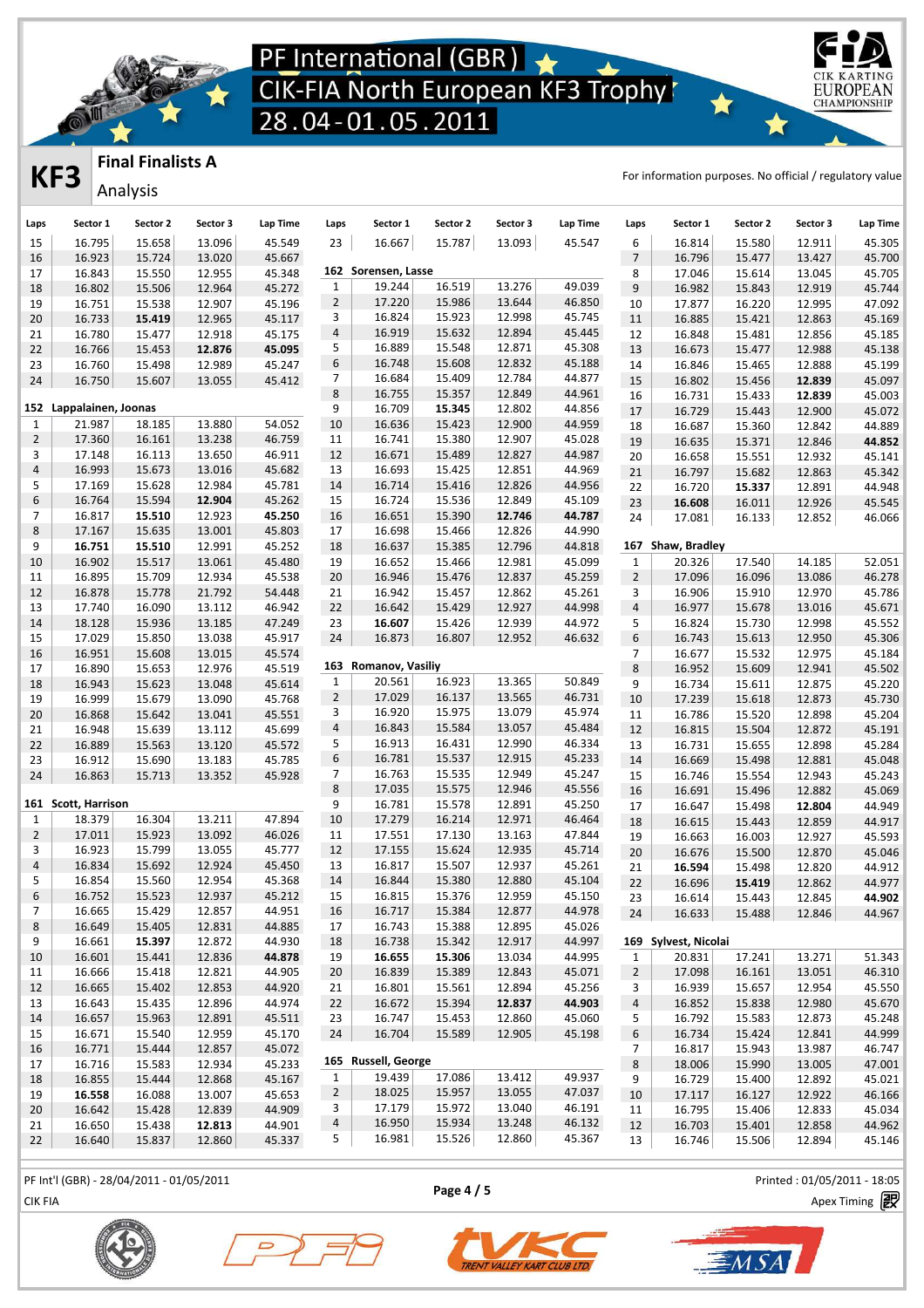# PF International (GBR)
# CIK-FIA North European KF3 Trophy
# 28.04-01.05.2011

## KF3 Final Finalists A

Analysis

For information purposes. No official / regulatory value

| Laps | Sector 1 | Sector 2 | Sector 3 | Lap Time |
|---|---|---|---|---|
| 15 | 16.795 | 15.658 | 13.096 | 45.549 |
| 16 | 16.923 | 15.724 | 13.020 | 45.667 |
| 17 | 16.843 | 15.550 | 12.955 | 45.348 |
| 18 | 16.802 | 15.506 | 12.964 | 45.272 |
| 19 | 16.751 | 15.538 | 12.907 | 45.196 |
| 20 | 16.733 | **15.419** | 12.965 | 45.117 |
| 21 | 16.780 | 15.477 | 12.918 | 45.175 |
| 22 | 16.766 | 15.453 | **12.876** | **45.095** |
| 23 | 16.760 | 15.498 | 12.989 | 45.247 |
| 24 | 16.750 | 15.607 | 13.055 | 45.412 |

**152 Lappalainen, Joonas**

| Laps | Sector 1 | Sector 2 | Sector 3 | Lap Time |
|---|---|---|---|---|
| 1 | 21.987 | 18.185 | 13.880 | 54.052 |
| 2 | 17.360 | 16.161 | 13.238 | 46.759 |
| 3 | 17.148 | 16.113 | 13.650 | 46.911 |
| 4 | 16.993 | 15.673 | 13.016 | 45.682 |
| 5 | 17.169 | 15.628 | 12.984 | 45.781 |
| 6 | 16.764 | 15.594 | **12.904** | 45.262 |
| 7 | 16.817 | **15.510** | 12.923 | **45.250** |
| 8 | 17.167 | 15.635 | 13.001 | 45.803 |
| 9 | **16.751** | **15.510** | 12.991 | 45.252 |
| 10 | 16.902 | 15.517 | 13.061 | 45.480 |
| 11 | 16.895 | 15.709 | 12.934 | 45.538 |
| 12 | 16.878 | 15.778 | 21.792 | 54.448 |
| 13 | 17.740 | 16.090 | 13.112 | 46.942 |
| 14 | 18.128 | 15.936 | 13.185 | 47.249 |
| 15 | 17.029 | 15.850 | 13.038 | 45.917 |
| 16 | 16.951 | 15.608 | 13.015 | 45.574 |
| 17 | 16.890 | 15.653 | 12.976 | 45.519 |
| 18 | 16.943 | 15.623 | 13.048 | 45.614 |
| 19 | 16.999 | 15.679 | 13.090 | 45.768 |
| 20 | 16.868 | 15.642 | 13.041 | 45.551 |
| 21 | 16.948 | 15.639 | 13.112 | 45.699 |
| 22 | 16.889 | 15.563 | 13.120 | 45.572 |
| 23 | 16.912 | 15.690 | 13.183 | 45.785 |
| 24 | 16.863 | 15.713 | 13.352 | 45.928 |

**161 Scott, Harrison**

| Laps | Sector 1 | Sector 2 | Sector 3 | Lap Time |
|---|---|---|---|---|
| 1 | 18.379 | 16.304 | 13.211 | 47.894 |
| 2 | 17.011 | 15.923 | 13.092 | 46.026 |
| 3 | 16.923 | 15.799 | 13.055 | 45.777 |
| 4 | 16.834 | 15.692 | 12.924 | 45.450 |
| 5 | 16.854 | 15.560 | 12.954 | 45.368 |
| 6 | 16.752 | 15.523 | 12.937 | 45.212 |
| 7 | 16.665 | 15.429 | 12.857 | 44.951 |
| 8 | 16.649 | 15.405 | 12.831 | 44.885 |
| 9 | 16.661 | **15.397** | 12.872 | 44.930 |
| 10 | 16.601 | 15.441 | 12.836 | **44.878** |
| 11 | 16.666 | 15.418 | 12.821 | 44.905 |
| 12 | 16.665 | 15.402 | 12.853 | 44.920 |
| 13 | 16.643 | 15.435 | 12.896 | 44.974 |
| 14 | 16.657 | 15.963 | 12.891 | 45.511 |
| 15 | 16.671 | 15.540 | 12.959 | 45.170 |
| 16 | 16.771 | 15.444 | 12.857 | 45.072 |
| 17 | 16.716 | 15.583 | 12.934 | 45.233 |
| 18 | 16.855 | 15.444 | 12.868 | 45.167 |
| 19 | **16.558** | 16.088 | 13.007 | 45.653 |
| 20 | 16.642 | 15.428 | 12.839 | 44.909 |
| 21 | 16.650 | 15.438 | **12.813** | 44.901 |
| 22 | 16.640 | 15.837 | 12.860 | 45.337 |
| 23 | 16.667 | 15.787 | 13.093 | 45.547 |

**162 Sorensen, Lasse**

| Laps | Sector 1 | Sector 2 | Sector 3 | Lap Time |
|---|---|---|---|---|
| 1 | 19.244 | 16.519 | 13.276 | 49.039 |
| 2 | 17.220 | 15.986 | 13.644 | 46.850 |
| 3 | 16.824 | 15.923 | 12.998 | 45.745 |
| 4 | 16.919 | 15.632 | 12.894 | 45.445 |
| 5 | 16.889 | 15.548 | 12.871 | 45.308 |
| 6 | 16.748 | 15.608 | 12.832 | 45.188 |
| 7 | 16.684 | 15.409 | 12.784 | 44.877 |
| 8 | 16.755 | 15.357 | 12.849 | 44.961 |
| 9 | 16.709 | **15.345** | 12.802 | 44.856 |
| 10 | 16.636 | 15.423 | 12.900 | 44.959 |
| 11 | 16.741 | 15.380 | 12.907 | 45.028 |
| 12 | 16.671 | 15.489 | 12.827 | 44.987 |
| 13 | 16.693 | 15.425 | 12.851 | 44.969 |
| 14 | 16.714 | 15.416 | 12.826 | 44.956 |
| 15 | 16.724 | 15.536 | 12.849 | 45.109 |
| 16 | 16.651 | 15.390 | **12.746** | **44.787** |
| 17 | 16.698 | 15.466 | 12.826 | 44.990 |
| 18 | 16.637 | 15.385 | 12.796 | 44.818 |
| 19 | 16.652 | 15.466 | 12.981 | 45.099 |
| 20 | 16.946 | 15.476 | 12.837 | 45.259 |
| 21 | 16.942 | 15.457 | 12.862 | 45.261 |
| 22 | 16.642 | 15.429 | 12.927 | 44.998 |
| 23 | **16.607** | 15.426 | 12.939 | 44.972 |
| 24 | 16.873 | 16.807 | 12.952 | 46.632 |

**163 Romanov, Vasiliy**

| Laps | Sector 1 | Sector 2 | Sector 3 | Lap Time |
|---|---|---|---|---|
| 1 | 20.561 | 16.923 | 13.365 | 50.849 |
| 2 | 17.029 | 16.137 | 13.565 | 46.731 |
| 3 | 16.920 | 15.975 | 13.079 | 45.974 |
| 4 | 16.843 | 15.584 | 13.057 | 45.484 |
| 5 | 16.913 | 16.431 | 12.990 | 46.334 |
| 6 | 16.781 | 15.537 | 12.915 | 45.233 |
| 7 | 16.763 | 15.535 | 12.949 | 45.247 |
| 8 | 17.035 | 15.575 | 12.946 | 45.556 |
| 9 | 16.781 | 15.578 | 12.891 | 45.250 |
| 10 | 17.279 | 16.214 | 12.971 | 46.464 |
| 11 | 17.551 | 17.130 | 13.163 | 47.844 |
| 12 | 17.155 | 15.624 | 12.935 | 45.714 |
| 13 | 16.817 | 15.507 | 12.937 | 45.261 |
| 14 | 16.844 | 15.380 | 12.880 | 45.104 |
| 15 | 16.815 | 15.376 | 12.959 | 45.150 |
| 16 | 16.717 | 15.384 | 12.877 | 44.978 |
| 17 | 16.743 | 15.388 | 12.895 | 45.026 |
| 18 | 16.738 | 15.342 | 12.917 | 44.997 |
| 19 | **16.655** | **15.306** | 13.034 | 44.995 |
| 20 | 16.839 | 15.389 | 12.843 | 45.071 |
| 21 | 16.801 | 15.561 | 12.894 | 45.256 |
| 22 | 16.672 | 15.394 | **12.837** | **44.903** |
| 23 | 16.747 | 15.453 | 12.860 | 45.060 |
| 24 | 16.704 | 15.589 | 12.905 | 45.198 |

**165 Russell, George**

| Laps | Sector 1 | Sector 2 | Sector 3 | Lap Time |
|---|---|---|---|---|
| 1 | 19.439 | 17.086 | 13.412 | 49.937 |
| 2 | 18.025 | 15.957 | 13.055 | 47.037 |
| 3 | 17.179 | 15.972 | 13.040 | 46.191 |
| 4 | 16.950 | 15.934 | 13.248 | 46.132 |
| 5 | 16.981 | 15.526 | 12.860 | 45.367 |
| 6 | 16.814 | 15.580 | 12.911 | 45.305 |
| 7 | 16.796 | 15.477 | 13.427 | 45.700 |
| 8 | 17.046 | 15.614 | 13.045 | 45.705 |
| 9 | 16.982 | 15.843 | 12.919 | 45.744 |
| 10 | 17.877 | 16.220 | 12.995 | 47.092 |
| 11 | 16.885 | 15.421 | 12.863 | 45.169 |
| 12 | 16.848 | 15.481 | 12.856 | 45.185 |
| 13 | 16.673 | 15.477 | 12.988 | 45.138 |
| 14 | 16.846 | 15.465 | 12.888 | 45.199 |
| 15 | 16.802 | 15.456 | **12.839** | 45.097 |
| 16 | 16.731 | 15.433 | **12.839** | 45.003 |
| 17 | 16.729 | 15.443 | 12.900 | 45.072 |
| 18 | 16.687 | 15.360 | 12.842 | 44.889 |
| 19 | 16.635 | 15.371 | 12.846 | **44.852** |
| 20 | 16.658 | 15.551 | 12.932 | 45.141 |
| 21 | 16.797 | 15.682 | 12.863 | 45.342 |
| 22 | 16.720 | **15.337** | 12.891 | 44.948 |
| 23 | **16.608** | 16.011 | 12.926 | 45.545 |
| 24 | 17.081 | 16.133 | 12.852 | 46.066 |

**167 Shaw, Bradley**

| Laps | Sector 1 | Sector 2 | Sector 3 | Lap Time |
|---|---|---|---|---|
| 1 | 20.326 | 17.540 | 14.185 | 52.051 |
| 2 | 17.096 | 16.096 | 13.086 | 46.278 |
| 3 | 16.906 | 15.910 | 12.970 | 45.786 |
| 4 | 16.977 | 15.678 | 13.016 | 45.671 |
| 5 | 16.824 | 15.730 | 12.998 | 45.552 |
| 6 | 16.743 | 15.613 | 12.950 | 45.306 |
| 7 | 16.677 | 15.532 | 12.975 | 45.184 |
| 8 | 16.952 | 15.609 | 12.941 | 45.502 |
| 9 | 16.734 | 15.611 | 12.875 | 45.220 |
| 10 | 17.239 | 15.618 | 12.873 | 45.730 |
| 11 | 16.786 | 15.520 | 12.898 | 45.204 |
| 12 | 16.815 | 15.504 | 12.872 | 45.191 |
| 13 | 16.731 | 15.655 | 12.898 | 45.284 |
| 14 | 16.669 | 15.498 | 12.881 | 45.048 |
| 15 | 16.746 | 15.554 | 12.943 | 45.243 |
| 16 | 16.691 | 15.496 | 12.882 | 45.069 |
| 17 | 16.647 | 15.498 | **12.804** | 44.949 |
| 18 | 16.615 | 15.443 | 12.859 | 44.917 |
| 19 | 16.663 | 16.003 | 12.927 | 45.593 |
| 20 | 16.676 | 15.500 | 12.870 | 45.046 |
| 21 | **16.594** | 15.498 | 12.820 | 44.912 |
| 22 | 16.696 | **15.419** | 12.862 | 44.977 |
| 23 | 16.614 | 15.443 | 12.845 | **44.902** |
| 24 | 16.633 | 15.488 | 12.846 | 44.967 |

**169 Sylvest, Nicolai**

| Laps | Sector 1 | Sector 2 | Sector 3 | Lap Time |
|---|---|---|---|---|
| 1 | 20.831 | 17.241 | 13.271 | 51.343 |
| 2 | 17.098 | 16.161 | 13.051 | 46.310 |
| 3 | 16.939 | 15.657 | 12.954 | 45.550 |
| 4 | 16.852 | 15.838 | 12.980 | 45.670 |
| 5 | 16.792 | 15.583 | 12.873 | 45.248 |
| 6 | 16.734 | 15.424 | 12.841 | 44.999 |
| 7 | 16.817 | 15.943 | 13.987 | 46.747 |
| 8 | 18.006 | 15.990 | 13.005 | 47.001 |
| 9 | 16.729 | 15.400 | 12.892 | 45.021 |
| 10 | 17.117 | 16.127 | 12.922 | 46.166 |
| 11 | 16.795 | 15.406 | 12.833 | 45.034 |
| 12 | 16.703 | 15.401 | 12.858 | 44.962 |
| 13 | 16.746 | 15.506 | 12.894 | 45.146 |

PF Int'l (GBR) - 28/04/2011 - 01/05/2011
CIK FIA

Printed : 01/05/2011 - 18:05
Apex Timing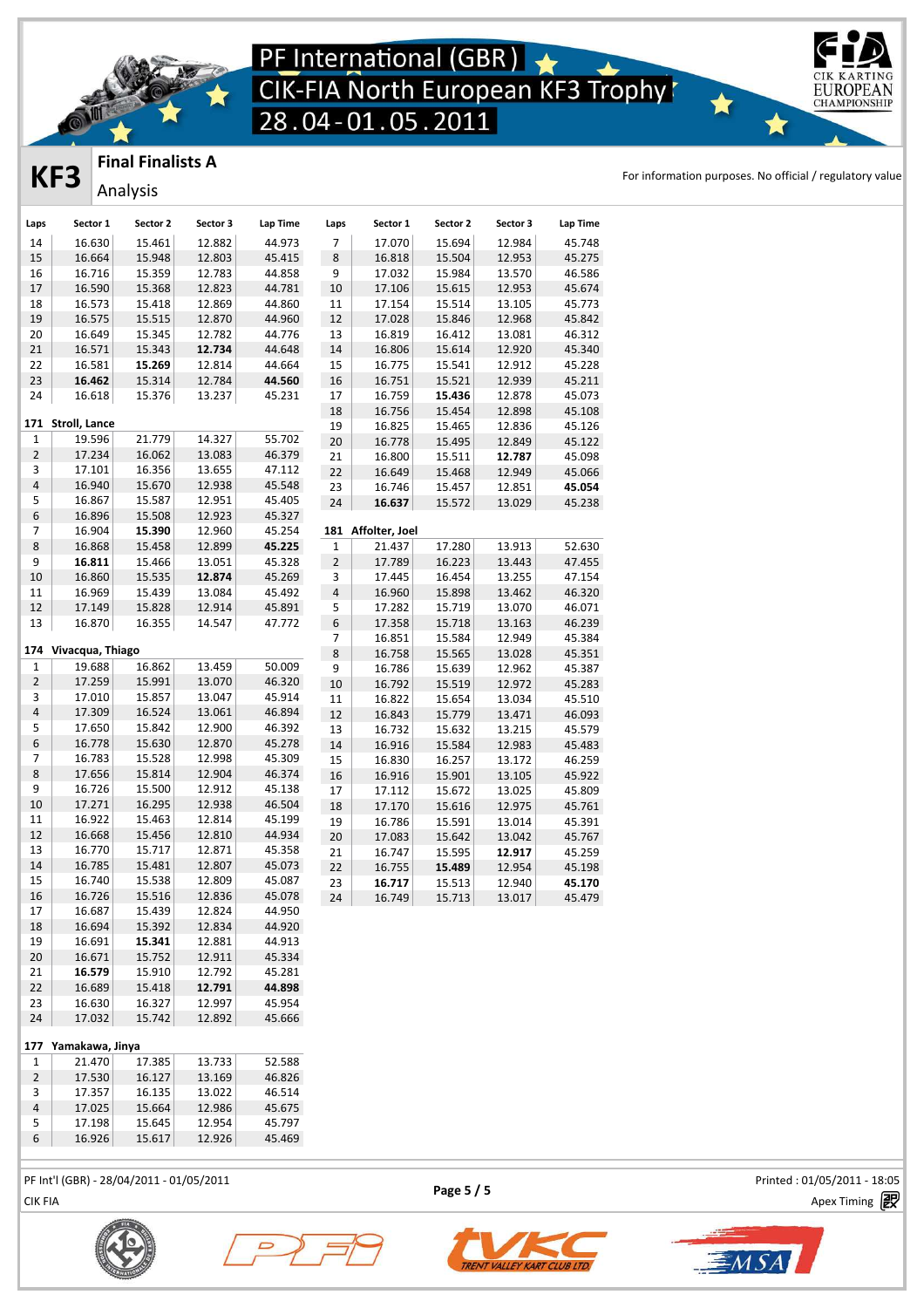# PF International (GBR)
# CIK-FIA North European KF3 Trophy
# 28.04-01.05.2011

## KF3 Final Finalists A

Analysis

For information purposes. No official / regulatory value

| Laps | Sector 1 | Sector 2 | Sector 3 | Lap Time |
|---|---|---|---|---|
| 14 | 16.630 | 15.461 | 12.882 | 44.973 |
| 15 | 16.664 | 15.948 | 12.803 | 45.415 |
| 16 | 16.716 | 15.359 | 12.783 | 44.858 |
| 17 | 16.590 | 15.368 | 12.823 | 44.781 |
| 18 | 16.573 | 15.418 | 12.869 | 44.860 |
| 19 | 16.575 | 15.515 | 12.870 | 44.960 |
| 20 | 16.649 | 15.345 | 12.782 | 44.776 |
| 21 | 16.571 | 15.343 | **12.734** | 44.648 |
| 22 | 16.581 | **15.269** | 12.814 | 44.664 |
| 23 | **16.462** | 15.314 | 12.784 | **44.560** |
| 24 | 16.618 | 15.376 | 13.237 | 45.231 |

**171 Stroll, Lance**

| Laps | Sector 1 | Sector 2 | Sector 3 | Lap Time |
|---|---|---|---|---|
| 1 | 19.596 | 21.779 | 14.327 | 55.702 |
| 2 | 17.234 | 16.062 | 13.083 | 46.379 |
| 3 | 17.101 | 16.356 | 13.655 | 47.112 |
| 4 | 16.940 | 15.670 | 12.938 | 45.548 |
| 5 | 16.867 | 15.587 | 12.951 | 45.405 |
| 6 | 16.896 | 15.508 | 12.923 | 45.327 |
| 7 | 16.904 | **15.390** | 12.960 | 45.254 |
| 8 | 16.868 | 15.458 | 12.899 | **45.225** |
| 9 | **16.811** | 15.466 | 13.051 | 45.328 |
| 10 | 16.860 | 15.535 | **12.874** | 45.269 |
| 11 | 16.969 | 15.439 | 13.084 | 45.492 |
| 12 | 17.149 | 15.828 | 12.914 | 45.891 |
| 13 | 16.870 | 16.355 | 14.547 | 47.772 |

**174 Vivacqua, Thiago**

| Laps | Sector 1 | Sector 2 | Sector 3 | Lap Time |
|---|---|---|---|---|
| 1 | 19.688 | 16.862 | 13.459 | 50.009 |
| 2 | 17.259 | 15.991 | 13.070 | 46.320 |
| 3 | 17.010 | 15.857 | 13.047 | 45.914 |
| 4 | 17.309 | 16.524 | 13.061 | 46.894 |
| 5 | 17.650 | 15.842 | 12.900 | 46.392 |
| 6 | 16.778 | 15.630 | 12.870 | 45.278 |
| 7 | 16.783 | 15.528 | 12.998 | 45.309 |
| 8 | 17.656 | 15.814 | 12.904 | 46.374 |
| 9 | 16.726 | 15.500 | 12.912 | 45.138 |
| 10 | 17.271 | 16.295 | 12.938 | 46.504 |
| 11 | 16.922 | 15.463 | 12.814 | 45.199 |
| 12 | 16.668 | 15.456 | 12.810 | 44.934 |
| 13 | 16.770 | 15.717 | 12.871 | 45.358 |
| 14 | 16.785 | 15.481 | 12.807 | 45.073 |
| 15 | 16.740 | 15.538 | 12.809 | 45.087 |
| 16 | 16.726 | 15.516 | 12.836 | 45.078 |
| 17 | 16.687 | 15.439 | 12.824 | 44.950 |
| 18 | 16.694 | 15.392 | 12.834 | 44.920 |
| 19 | 16.691 | **15.341** | 12.881 | 44.913 |
| 20 | 16.671 | 15.752 | 12.911 | 45.334 |
| 21 | **16.579** | 15.910 | 12.792 | 45.281 |
| 22 | 16.689 | 15.418 | **12.791** | **44.898** |
| 23 | 16.630 | 16.327 | 12.997 | 45.954 |
| 24 | 17.032 | 15.742 | 12.892 | 45.666 |

**177 Yamakawa, Jinya**

| Laps | Sector 1 | Sector 2 | Sector 3 | Lap Time |
|---|---|---|---|---|
| 1 | 21.470 | 17.385 | 13.733 | 52.588 |
| 2 | 17.530 | 16.127 | 13.169 | 46.826 |
| 3 | 17.357 | 16.135 | 13.022 | 46.514 |
| 4 | 17.025 | 15.664 | 12.986 | 45.675 |
| 5 | 17.198 | 15.645 | 12.954 | 45.797 |
| 6 | 16.926 | 15.617 | 12.926 | 45.469 |
| 7 | 17.070 | 15.694 | 12.984 | 45.748 |
| 8 | 16.818 | 15.504 | 12.953 | 45.275 |
| 9 | 17.032 | 15.984 | 13.570 | 46.586 |
| 10 | 17.106 | 15.615 | 12.953 | 45.674 |
| 11 | 17.154 | 15.514 | 13.105 | 45.773 |
| 12 | 17.028 | 15.846 | 12.968 | 45.842 |
| 13 | 16.819 | 16.412 | 13.081 | 46.312 |
| 14 | 16.806 | 15.614 | 12.920 | 45.340 |
| 15 | 16.775 | 15.541 | 12.912 | 45.228 |
| 16 | 16.751 | 15.521 | 12.939 | 45.211 |
| 17 | 16.759 | **15.436** | 12.878 | 45.073 |
| 18 | 16.756 | 15.454 | 12.898 | 45.108 |
| 19 | 16.825 | 15.465 | 12.836 | 45.126 |
| 20 | 16.778 | 15.495 | 12.849 | 45.122 |
| 21 | 16.800 | 15.511 | **12.787** | 45.098 |
| 22 | 16.649 | 15.468 | 12.949 | 45.066 |
| 23 | 16.746 | 15.457 | 12.851 | **45.054** |
| 24 | **16.637** | 15.572 | 13.029 | 45.238 |

**181 Affolter, Joel**

| Laps | Sector 1 | Sector 2 | Sector 3 | Lap Time |
|---|---|---|---|---|
| 1 | 21.437 | 17.280 | 13.913 | 52.630 |
| 2 | 17.789 | 16.223 | 13.443 | 47.455 |
| 3 | 17.445 | 16.454 | 13.255 | 47.154 |
| 4 | 16.960 | 15.898 | 13.462 | 46.320 |
| 5 | 17.282 | 15.719 | 13.070 | 46.071 |
| 6 | 17.358 | 15.718 | 13.163 | 46.239 |
| 7 | 16.851 | 15.584 | 12.949 | 45.384 |
| 8 | 16.758 | 15.565 | 13.028 | 45.351 |
| 9 | 16.786 | 15.639 | 12.962 | 45.387 |
| 10 | 16.792 | 15.519 | 12.972 | 45.283 |
| 11 | 16.822 | 15.654 | 13.034 | 45.510 |
| 12 | 16.843 | 15.779 | 13.471 | 46.093 |
| 13 | 16.732 | 15.632 | 13.215 | 45.579 |
| 14 | 16.916 | 15.584 | 12.983 | 45.483 |
| 15 | 16.830 | 16.257 | 13.172 | 46.259 |
| 16 | 16.916 | 15.901 | 13.105 | 45.922 |
| 17 | 17.112 | 15.672 | 13.025 | 45.809 |
| 18 | 17.170 | 15.616 | 12.975 | 45.761 |
| 19 | 16.786 | 15.591 | 13.014 | 45.391 |
| 20 | 17.083 | 15.642 | 13.042 | 45.767 |
| 21 | 16.747 | 15.595 | **12.917** | 45.259 |
| 22 | 16.755 | **15.489** | 12.954 | 45.198 |
| 23 | **16.717** | 15.513 | 12.940 | **45.170** |
| 24 | 16.749 | 15.713 | 13.017 | 45.479 |

PF Int'l (GBR) - 28/04/2011 - 01/05/2011
CIK FIA

Printed : 01/05/2011 - 18:05
Apex Timing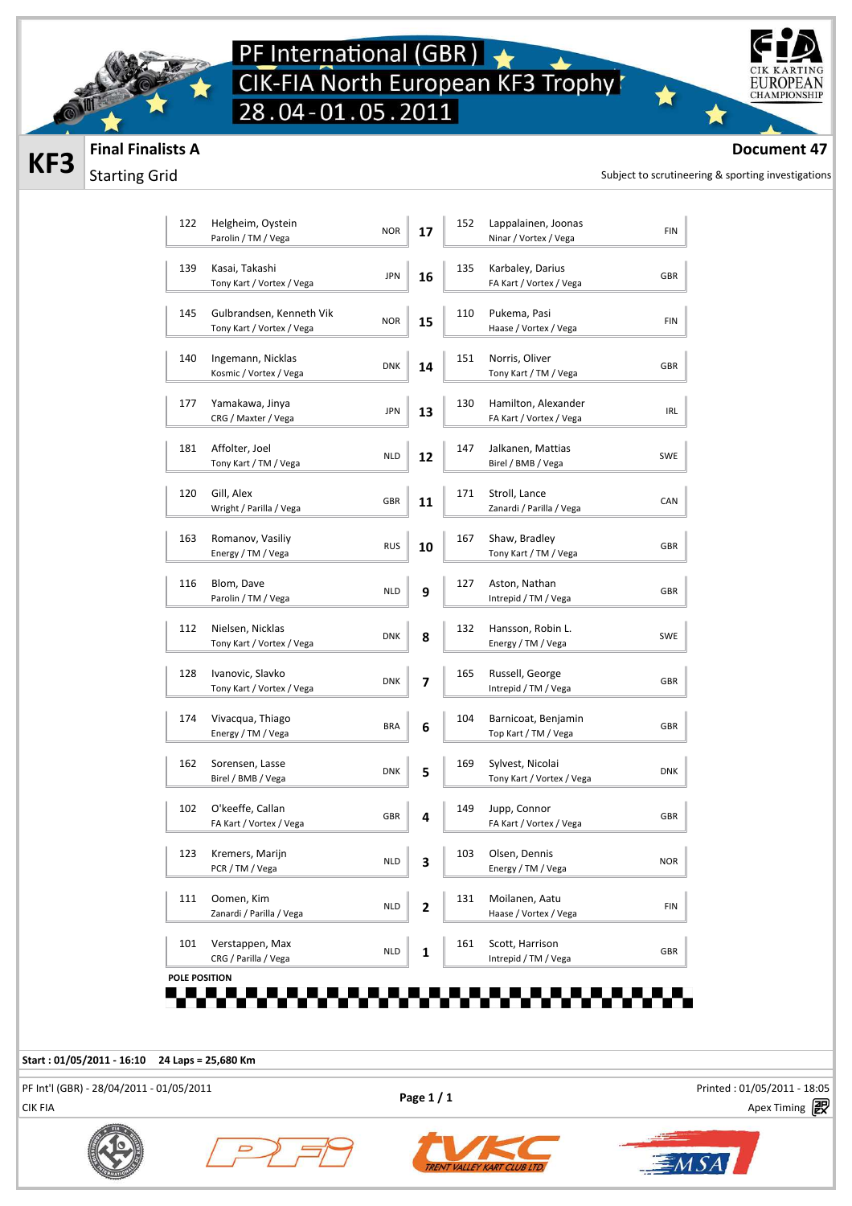# PF International (GBR)
# CIK-FIA North European KF3 Trophy
# 28.04-01.05.2011

**KF3** | **Final Finalists A** | Starting Grid

**Document 47**

Subject to scrutineering & sporting investigations

| No. | Driver / Chassis / Engine / Tyres | Nat. | Row | No. | Driver / Chassis / Engine / Tyres | Nat. |
|---|---|---|---|---|---|---|
| 122 | Helgheim, Oystein<br>Parolin / TM / Vega | NOR | 17 | 152 | Lappalainen, Joonas<br>Ninar / Vortex / Vega | FIN |
| 139 | Kasai, Takashi<br>Tony Kart / Vortex / Vega | JPN | 16 | 135 | Karbaley, Darius<br>FA Kart / Vortex / Vega | GBR |
| 145 | Gulbrandsen, Kenneth Vik<br>Tony Kart / Vortex / Vega | NOR | 15 | 110 | Pukema, Pasi<br>Haase / Vortex / Vega | FIN |
| 140 | Ingemann, Nicklas<br>Kosmic / Vortex / Vega | DNK | 14 | 151 | Norris, Oliver<br>Tony Kart / TM / Vega | GBR |
| 177 | Yamakawa, Jinya<br>CRG / Maxter / Vega | JPN | 13 | 130 | Hamilton, Alexander<br>FA Kart / Vortex / Vega | IRL |
| 181 | Affolter, Joel<br>Tony Kart / TM / Vega | NLD | 12 | 147 | Jalkanen, Mattias<br>Birel / BMB / Vega | SWE |
| 120 | Gill, Alex<br>Wright / Parilla / Vega | GBR | 11 | 171 | Stroll, Lance<br>Zanardi / Parilla / Vega | CAN |
| 163 | Romanov, Vasiliy<br>Energy / TM / Vega | RUS | 10 | 167 | Shaw, Bradley<br>Tony Kart / TM / Vega | GBR |
| 116 | Blom, Dave<br>Parolin / TM / Vega | NLD | 9 | 127 | Aston, Nathan<br>Intrepid / TM / Vega | GBR |
| 112 | Nielsen, Nicklas<br>Tony Kart / Vortex / Vega | DNK | 8 | 132 | Hansson, Robin L.<br>Energy / TM / Vega | SWE |
| 128 | Ivanovic, Slavko<br>Tony Kart / Vortex / Vega | DNK | 7 | 165 | Russell, George<br>Intrepid / TM / Vega | GBR |
| 174 | Vivacqua, Thiago<br>Energy / TM / Vega | BRA | 6 | 104 | Barnicoat, Benjamin<br>Top Kart / TM / Vega | GBR |
| 162 | Sorensen, Lasse<br>Birel / BMB / Vega | DNK | 5 | 169 | Sylvest, Nicolai<br>Tony Kart / Vortex / Vega | DNK |
| 102 | O'keeffe, Callan<br>FA Kart / Vortex / Vega | GBR | 4 | 149 | Jupp, Connor<br>FA Kart / Vortex / Vega | GBR |
| 123 | Kremers, Marijn<br>PCR / TM / Vega | NLD | 3 | 103 | Olsen, Dennis<br>Energy / TM / Vega | NOR |
| 111 | Oomen, Kim<br>Zanardi / Parilla / Vega | NLD | 2 | 131 | Moilanen, Aatu<br>Haase / Vortex / Vega | FIN |
| 101 | Verstappen, Max<br>CRG / Parilla / Vega | NLD | 1 | 161 | Scott, Harrison<br>Intrepid / TM / Vega | GBR |

**POLE POSITION**

**Start : 01/05/2011 - 16:10 24 Laps = 25,680 Km**

PF Int'l (GBR) - 28/04/2011 - 01/05/2011
CIK FIA

Printed : 01/05/2011 - 18:05
Apex Timing